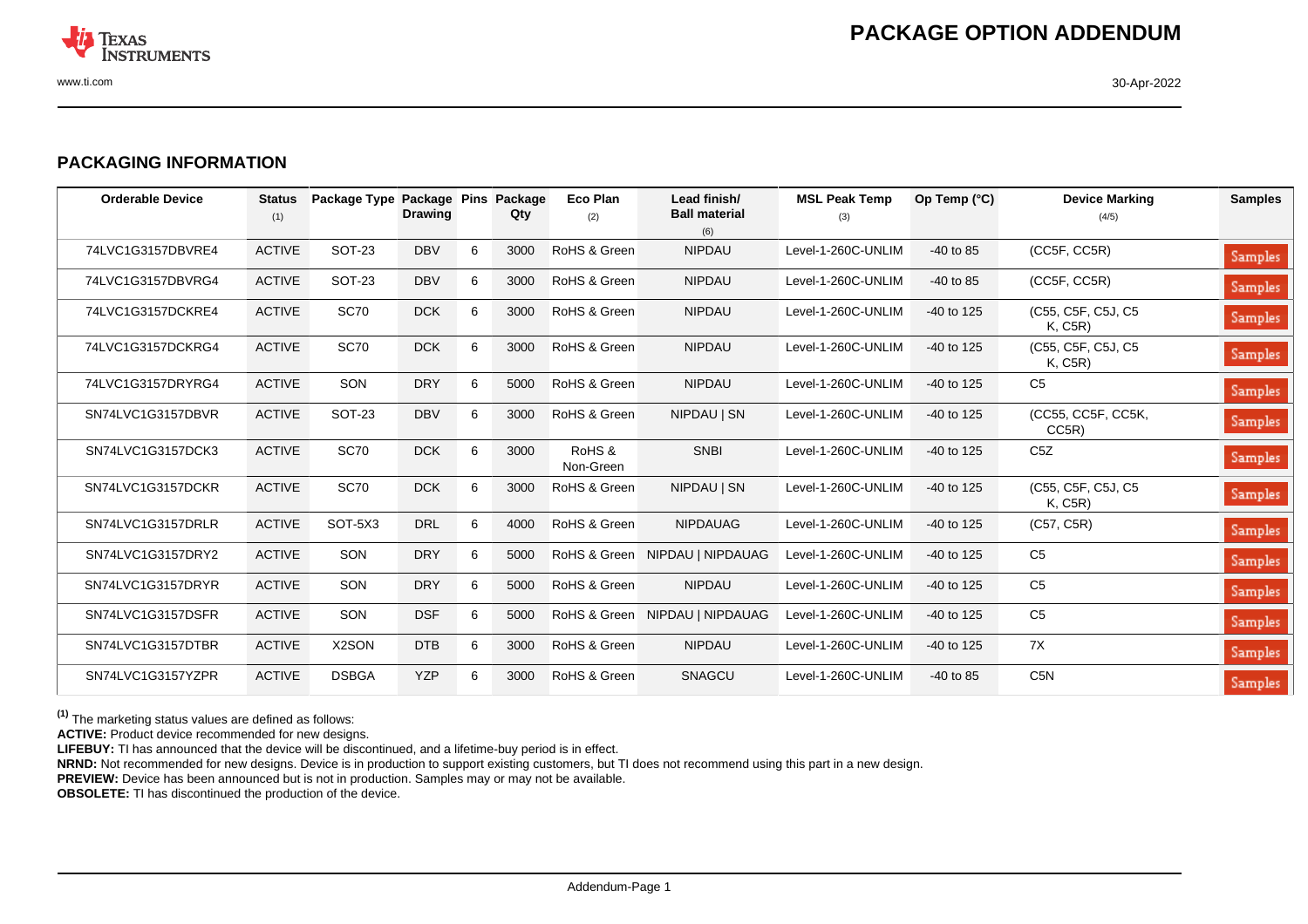# PACKAGE OPTION ADDENDUM

## PACKAGING INFORMATION

| Orderable Device | Status (1) | Package Type | Package Drawing | Pins | Package Qty | Eco Plan (2) | Lead finish/ Ball material (6) | MSL Peak Temp (3) | Op Temp (°C) | Device Marking (4/5) | Samples |
|---|---|---|---|---|---|---|---|---|---|---|---|
| 74LVC1G3157DBVRE4 | ACTIVE | SOT-23 | DBV | 6 | 3000 | RoHS & Green | NIPDAU | Level-1-260C-UNLIM | -40 to 85 | (CC5F, CC5R) | Samples |
| 74LVC1G3157DBVRG4 | ACTIVE | SOT-23 | DBV | 6 | 3000 | RoHS & Green | NIPDAU | Level-1-260C-UNLIM | -40 to 85 | (CC5F, CC5R) | Samples |
| 74LVC1G3157DCKRE4 | ACTIVE | SC70 | DCK | 6 | 3000 | RoHS & Green | NIPDAU | Level-1-260C-UNLIM | -40 to 125 | (C55, C5F, C5J, C5 K, C5R) | Samples |
| 74LVC1G3157DCKRG4 | ACTIVE | SC70 | DCK | 6 | 3000 | RoHS & Green | NIPDAU | Level-1-260C-UNLIM | -40 to 125 | (C55, C5F, C5J, C5 K, C5R) | Samples |
| 74LVC1G3157DRYRG4 | ACTIVE | SON | DRY | 6 | 5000 | RoHS & Green | NIPDAU | Level-1-260C-UNLIM | -40 to 125 | C5 | Samples |
| SN74LVC1G3157DBVR | ACTIVE | SOT-23 | DBV | 6 | 3000 | RoHS & Green | NIPDAU \| SN | Level-1-260C-UNLIM | -40 to 125 | (CC55, CC5F, CC5K, CC5R) | Samples |
| SN74LVC1G3157DCK3 | ACTIVE | SC70 | DCK | 6 | 3000 | RoHS & Non-Green | SNBI | Level-1-260C-UNLIM | -40 to 125 | C5Z | Samples |
| SN74LVC1G3157DCKR | ACTIVE | SC70 | DCK | 6 | 3000 | RoHS & Green | NIPDAU \| SN | Level-1-260C-UNLIM | -40 to 125 | (C55, C5F, C5J, C5 K, C5R) | Samples |
| SN74LVC1G3157DRLR | ACTIVE | SOT-5X3 | DRL | 6 | 4000 | RoHS & Green | NIPDAUAG | Level-1-260C-UNLIM | -40 to 125 | (C57, C5R) | Samples |
| SN74LVC1G3157DRY2 | ACTIVE | SON | DRY | 6 | 5000 | RoHS & Green | NIPDAU \| NIPDAUAG | Level-1-260C-UNLIM | -40 to 125 | C5 | Samples |
| SN74LVC1G3157DRYR | ACTIVE | SON | DRY | 6 | 5000 | RoHS & Green | NIPDAU | Level-1-260C-UNLIM | -40 to 125 | C5 | Samples |
| SN74LVC1G3157DSFR | ACTIVE | SON | DSF | 6 | 5000 | RoHS & Green | NIPDAU \| NIPDAUAG | Level-1-260C-UNLIM | -40 to 125 | C5 | Samples |
| SN74LVC1G3157DTBR | ACTIVE | X2SON | DTB | 6 | 3000 | RoHS & Green | NIPDAU | Level-1-260C-UNLIM | -40 to 125 | 7X | Samples |
| SN74LVC1G3157YZPR | ACTIVE | DSBGA | YZP | 6 | 3000 | RoHS & Green | SNAGCU | Level-1-260C-UNLIM | -40 to 85 | C5N | Samples |

[1] The marketing status values are defined as follows:
**ACTIVE:** Product device recommended for new designs.
**LIFEBUY:** TI has announced that the device will be discontinued, and a lifetime-buy period is in effect.
**NRND:** Not recommended for new designs. Device is in production to support existing customers, but TI does not recommend using this part in a new design.
**PREVIEW:** Device has been announced but is not in production. Samples may or may not be available.
**OBSOLETE:** TI has discontinued the production of the device.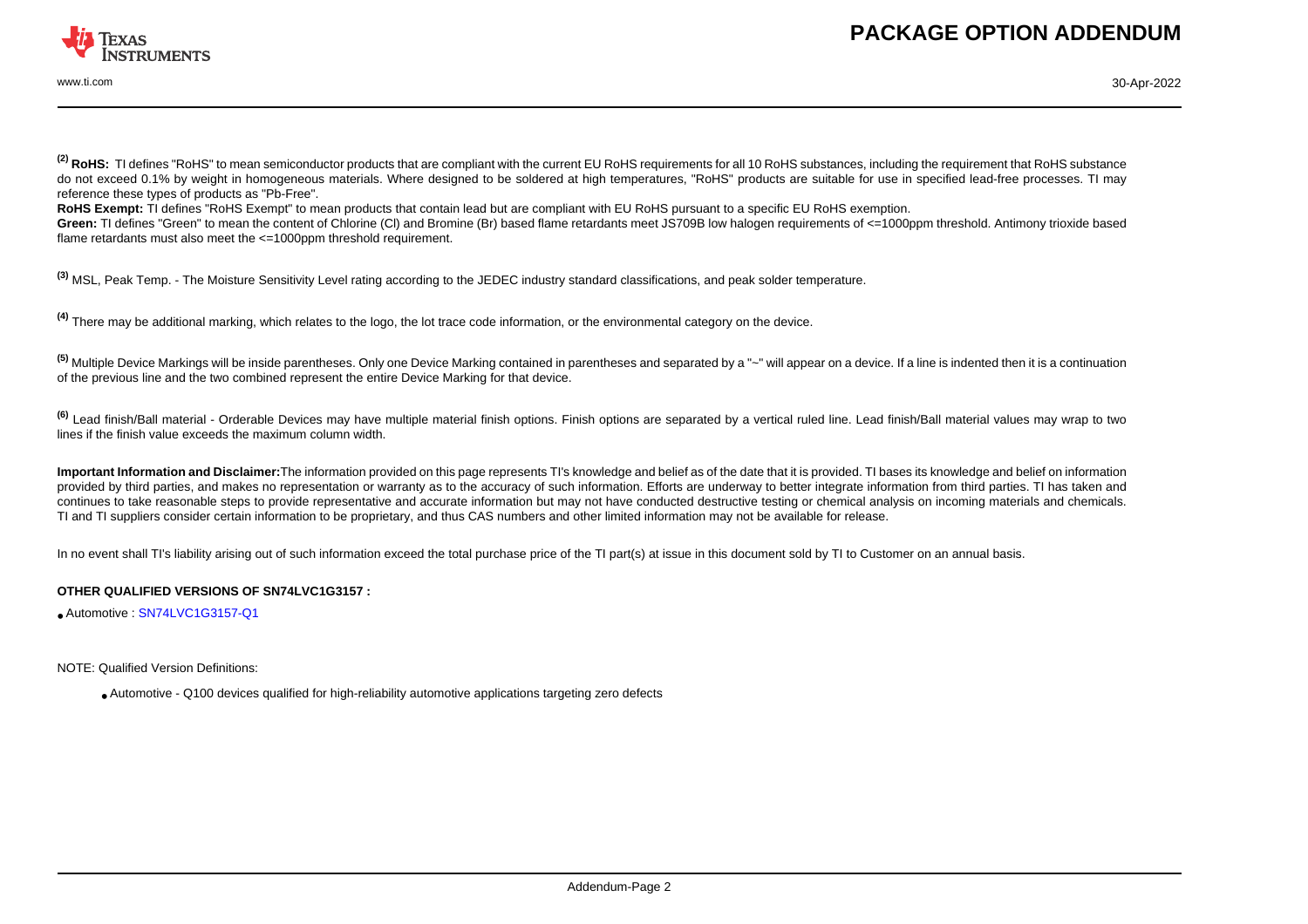[2] **RoHS:** TI defines "RoHS" to mean semiconductor products that are compliant with the current EU RoHS requirements for all 10 RoHS substances, including the requirement that RoHS substance do not exceed 0.1% by weight in homogeneous materials. Where designed to be soldered at high temperatures, "RoHS" products are suitable for use in specified lead-free processes. TI may reference these types of products as "Pb-Free".

**RoHS Exempt:** TI defines "RoHS Exempt" to mean products that contain lead but are compliant with EU RoHS pursuant to a specific EU RoHS exemption.

**Green:** TI defines "Green" to mean the content of Chlorine (Cl) and Bromine (Br) based flame retardants meet JS709B low halogen requirements of <=1000ppm threshold. Antimony trioxide based flame retardants must also meet the <=1000ppm threshold requirement.

[3] MSL, Peak Temp. - The Moisture Sensitivity Level rating according to the JEDEC industry standard classifications, and peak solder temperature.

[4] There may be additional marking, which relates to the logo, the lot trace code information, or the environmental category on the device.

[5] Multiple Device Markings will be inside parentheses. Only one Device Marking contained in parentheses and separated by a "~" will appear on a device. If a line is indented then it is a continuation of the previous line and the two combined represent the entire Device Marking for that device.

[6] Lead finish/Ball material - Orderable Devices may have multiple material finish options. Finish options are separated by a vertical ruled line. Lead finish/Ball material values may wrap to two lines if the finish value exceeds the maximum column width.

**Important Information and Disclaimer:** The information provided on this page represents TI's knowledge and belief as of the date that it is provided. TI bases its knowledge and belief on information provided by third parties, and makes no representation or warranty as to the accuracy of such information. Efforts are underway to better integrate information from third parties. TI has taken and continues to take reasonable steps to provide representative and accurate information but may not have conducted destructive testing or chemical analysis on incoming materials and chemicals. TI and TI suppliers consider certain information to be proprietary, and thus CAS numbers and other limited information may not be available for release.

In no event shall TI's liability arising out of such information exceed the total purchase price of the TI part(s) at issue in this document sold by TI to Customer on an annual basis.

**OTHER QUALIFIED VERSIONS OF SN74LVC1G3157 :**

- Automotive : SN74LVC1G3157-Q1

NOTE: Qualified Version Definitions:

- Automotive - Q100 devices qualified for high-reliability automotive applications targeting zero defects